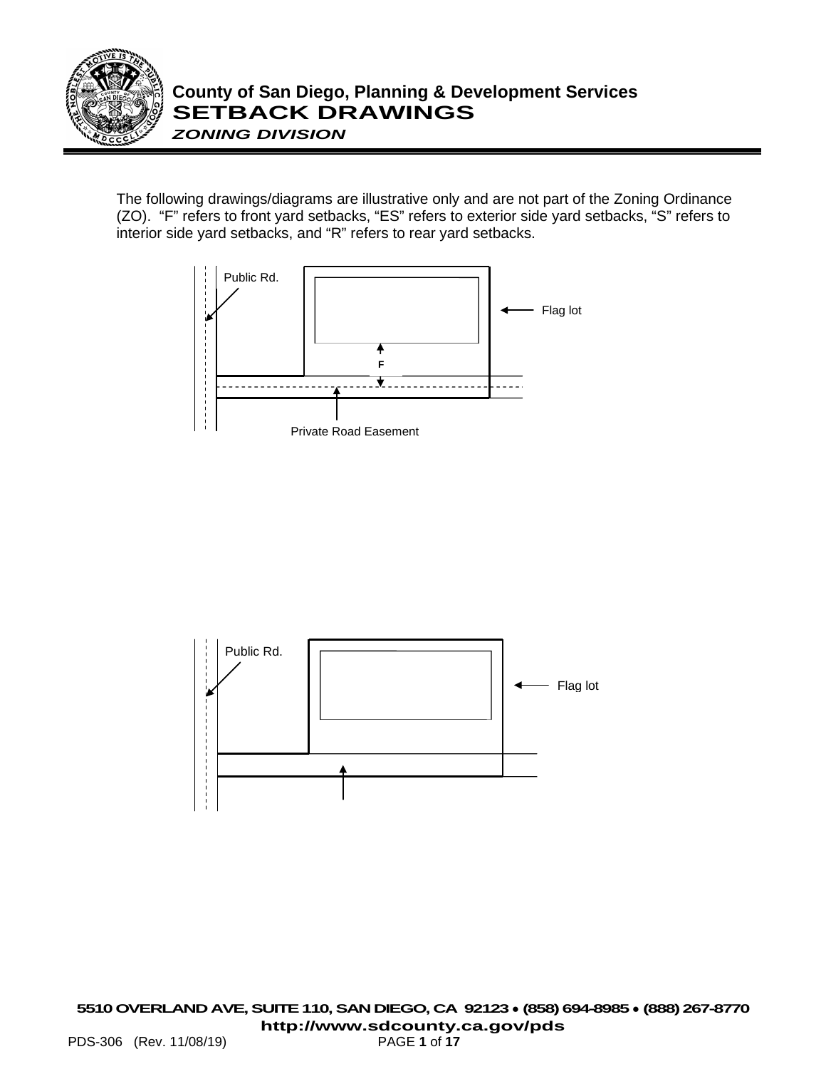# County of San Diego, Planning & Development Services

## SETBACK DRAWINGS

### *ZONING DIVISION*

The following drawings/diagrams are illustrative only and are not part of the Zoning Ordinance (ZO). "F" refers to front yard setbacks, "ES" refers to exterior side yard setbacks, "S" refers to interior side yard setbacks, and "R" refers to rear yard setbacks.

Public Rd.

Flag lot

F

Private Road Easement

Public Rd.

Flag lot

**5510 OVERLAND AVE, SUITE 110, SAN DIEGO, CA 92123 • (858) 694-8985 • (888) 267-8770**
**http://www.sdcounty.ca.gov/pds**

PDS-306 (Rev. 11/08/19)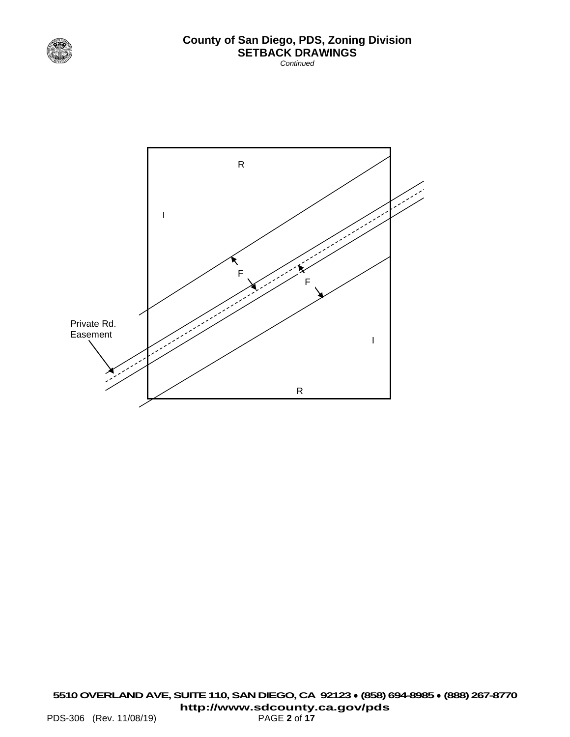# County of San Diego, PDS, Zoning Division
## SETBACK DRAWINGS
*Continued*

R

I

F

F

Private Rd. Easement

I

R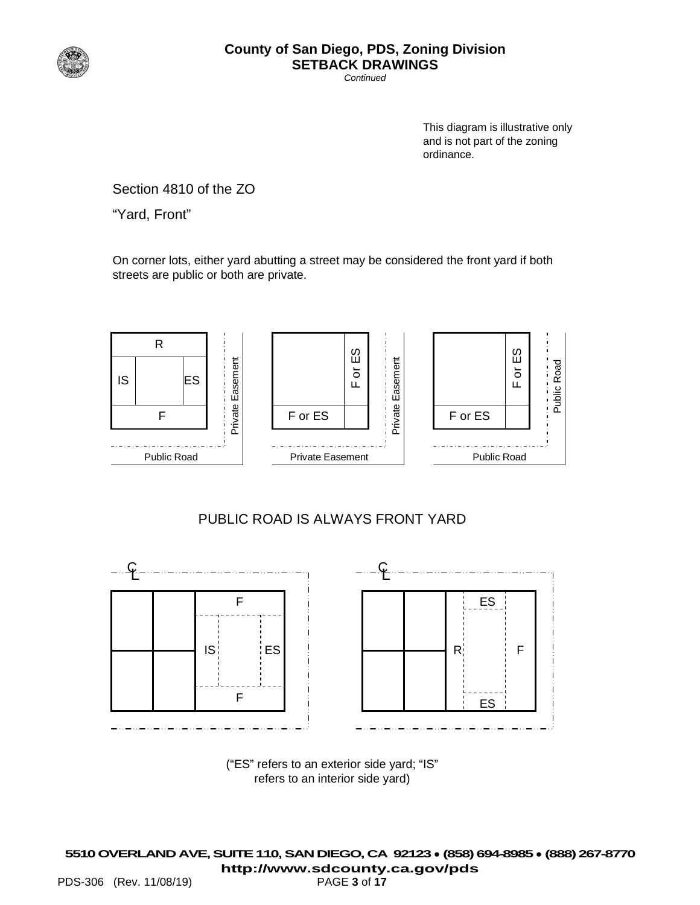This diagram is illustrative only and is not part of the zoning ordinance.

Section 4810 of the ZO

"Yard, Front"

On corner lots, either yard abutting a street may be considered the front yard if both streets are public or both are private.

R

IS ES

F

Private Easement

Public Road

F or ES

F or ES

Private Easement

Private Easement

F or ES

F or ES

Public Road

Public Road

PUBLIC ROAD IS ALWAYS FRONT YARD

CL

F

IS ES

F

CL

ES

R F

ES

("ES" refers to an exterior side yard; "IS" refers to an interior side yard)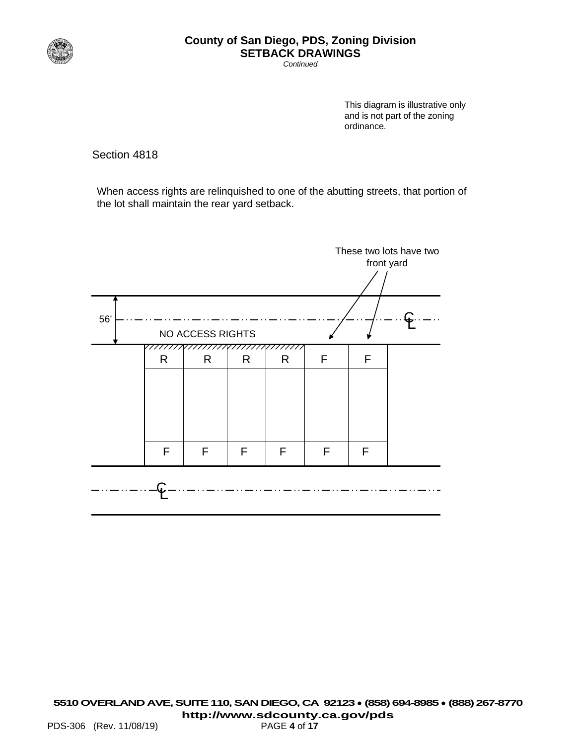**County of San Diego, PDS, Zoning Division**
**SETBACK DRAWINGS**
*Continued*

This diagram is illustrative only and is not part of the zoning ordinance.

Section 4818

When access rights are relinquished to one of the abutting streets, that portion of the lot shall maintain the rear yard setback.

These two lots have two front yard

56'

NO ACCESS RIGHTS

| R | R | R | R | F | F |
|---|---|---|---|---|---|
| F | F | F | F | F | F |

**5510 OVERLAND AVE, SUITE 110, SAN DIEGO, CA 92123 • (858) 694-8985 • (888) 267-8770**
**http://www.sdcounty.ca.gov/pds**
PDS-306 (Rev. 11/08/19)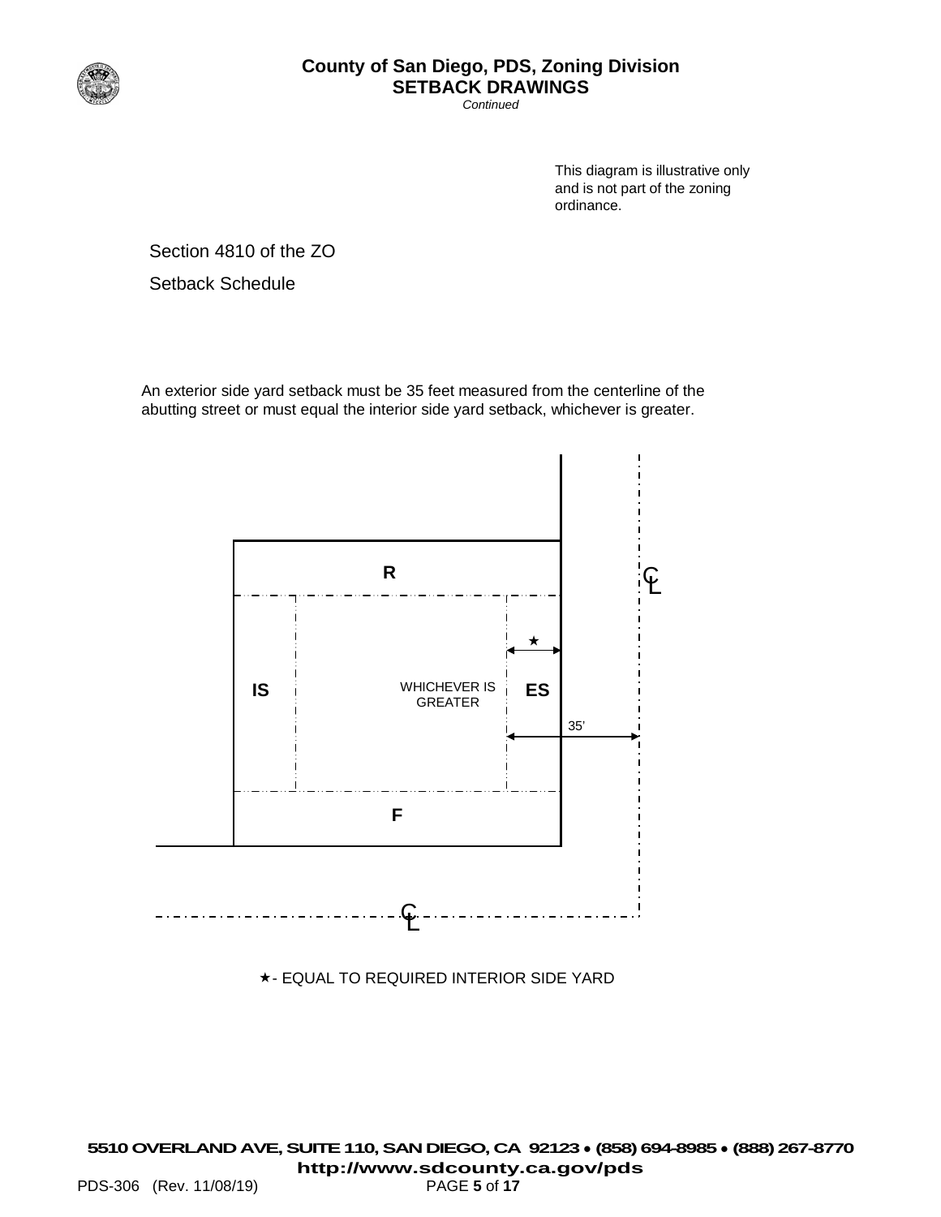# County of San Diego, PDS, Zoning Division
## SETBACK DRAWINGS
*Continued*

This diagram is illustrative only and is not part of the zoning ordinance.

Section 4810 of the ZO

Setback Schedule

An exterior side yard setback must be 35 feet measured from the centerline of the abutting street or must equal the interior side yard setback, whichever is greater.

R

IS

WHICHEVER IS GREATER

ES

★

35'

F

℄

℄

★- EQUAL TO REQUIRED INTERIOR SIDE YARD

**5510 OVERLAND AVE, SUITE 110, SAN DIEGO, CA 92123 • (858) 694-8985 • (888) 267-8770**
**http://www.sdcounty.ca.gov/pds**

PDS-306 (Rev. 11/08/19)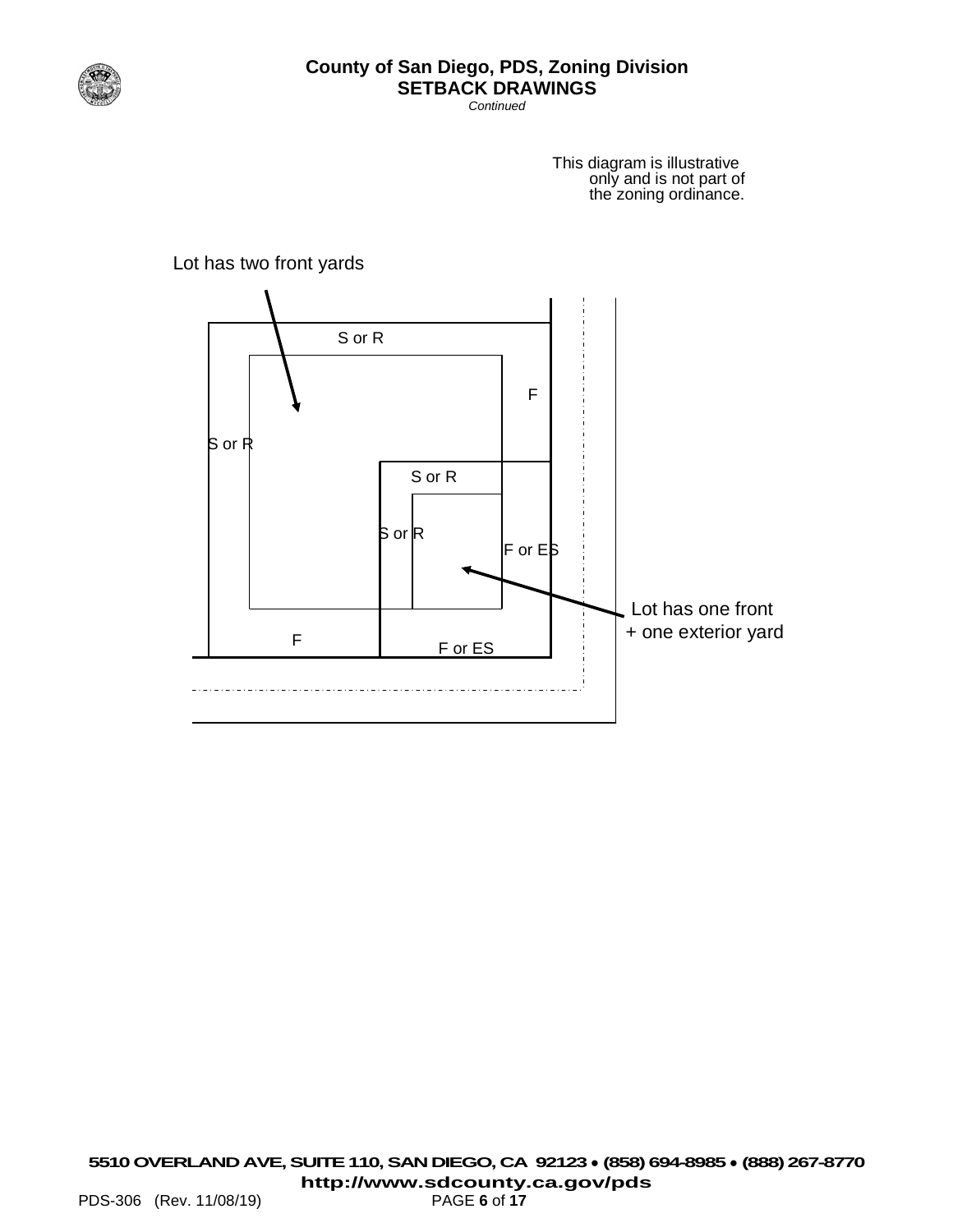**County of San Diego, PDS, Zoning Division**
**SETBACK DRAWINGS**
*Continued*

This diagram is illustrative only and is not part of the zoning ordinance.

Lot has two front yards

S or R

F

S or R

S or R

S or R

F or ES

F

F or ES

Lot has one front + one exterior yard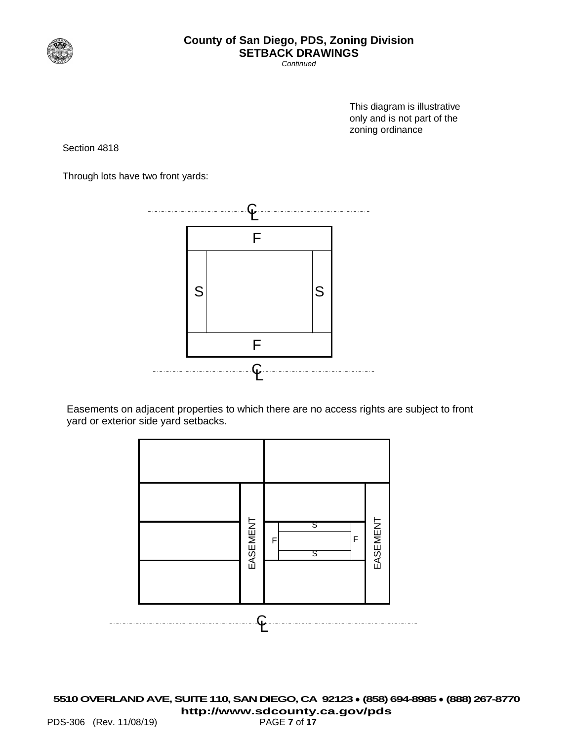This diagram is illustrative only and is not part of the zoning ordinance

Section 4818

Through lots have two front yards:

Easements on adjacent properties to which there are no access rights are subject to front yard or exterior side yard setbacks.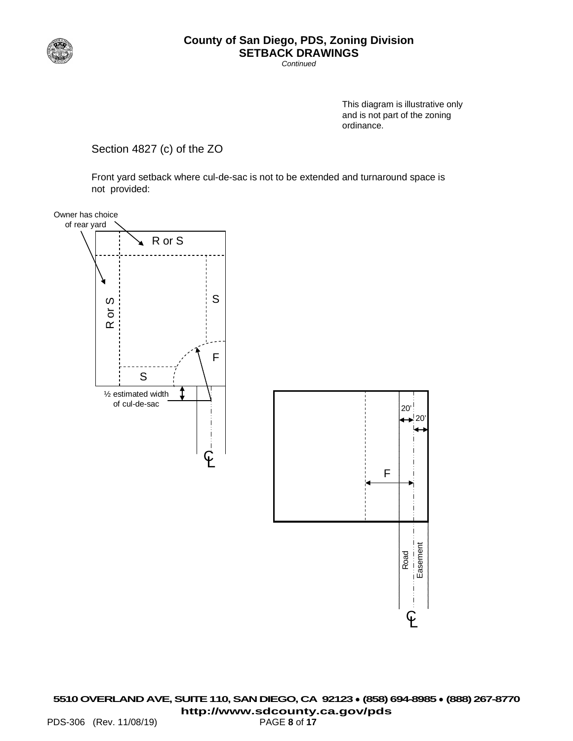This diagram is illustrative only and is not part of the zoning ordinance.

Section 4827 (c) of the ZO

Front yard setback where cul-de-sac is not to be extended and turnaround space is not provided:

Owner has choice of rear yard

R or S

R or S

S

F

S

½ estimated width of cul-de-sac

CL

20'

20'

F

Road

Easement

CL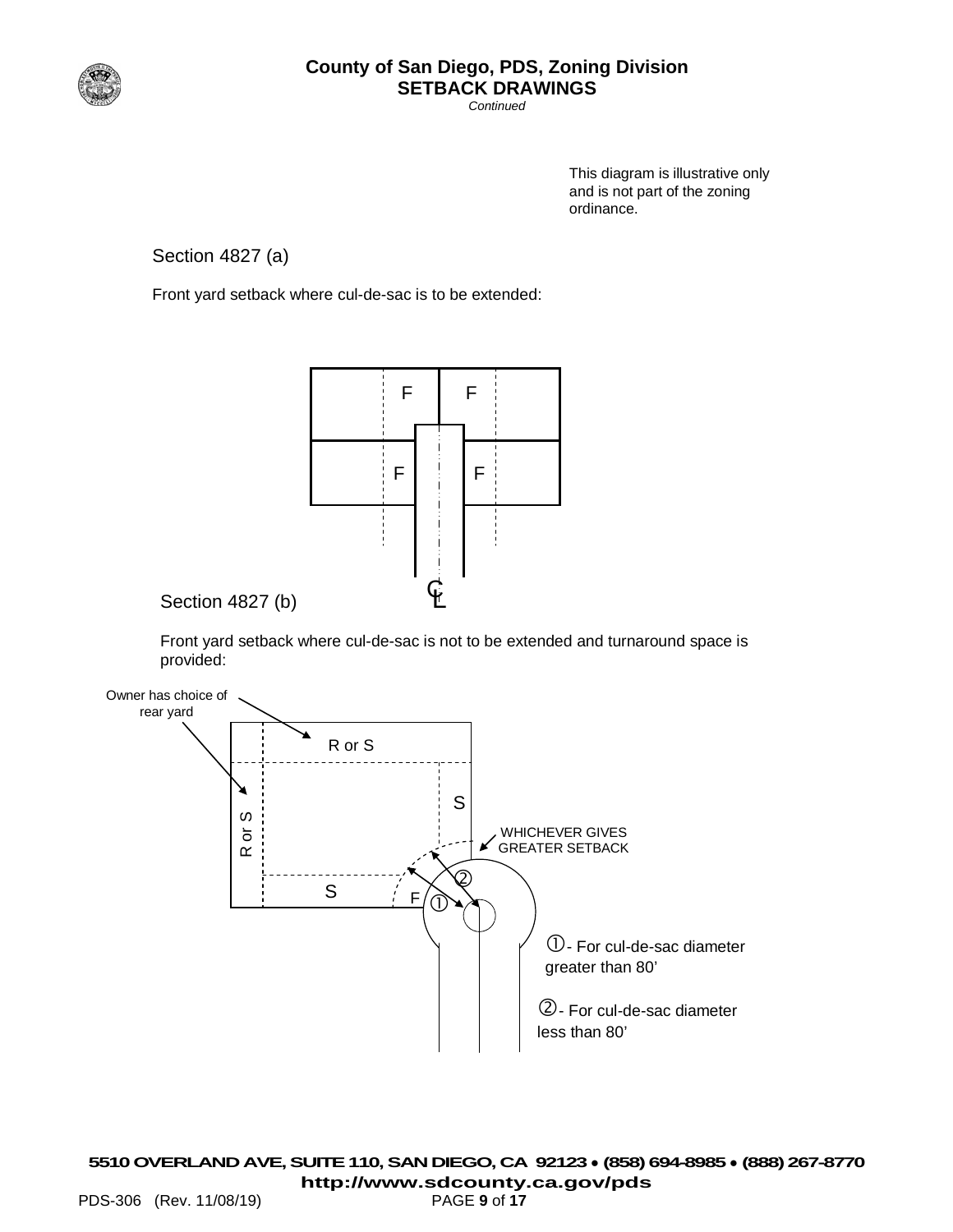# County of San Diego, PDS, Zoning Division
## SETBACK DRAWINGS
*Continued*

This diagram is illustrative only and is not part of the zoning ordinance.

### Section 4827 (a)

Front yard setback where cul-de-sac is to be extended:

F F

F F

℄

### Section 4827 (b)

Front yard setback where cul-de-sac is not to be extended and turnaround space is provided:

Owner has choice of rear yard

R or S

R or S

S

S

F

WHICHEVER GIVES GREATER SETBACK

① - For cul-de-sac diameter greater than 80'

② - For cul-de-sac diameter less than 80'

**5510 OVERLAND AVE, SUITE 110, SAN DIEGO, CA 92123 • (858) 694-8985 • (888) 267-8770**
**http://www.sdcounty.ca.gov/pds**

PDS-306 (Rev. 11/08/19)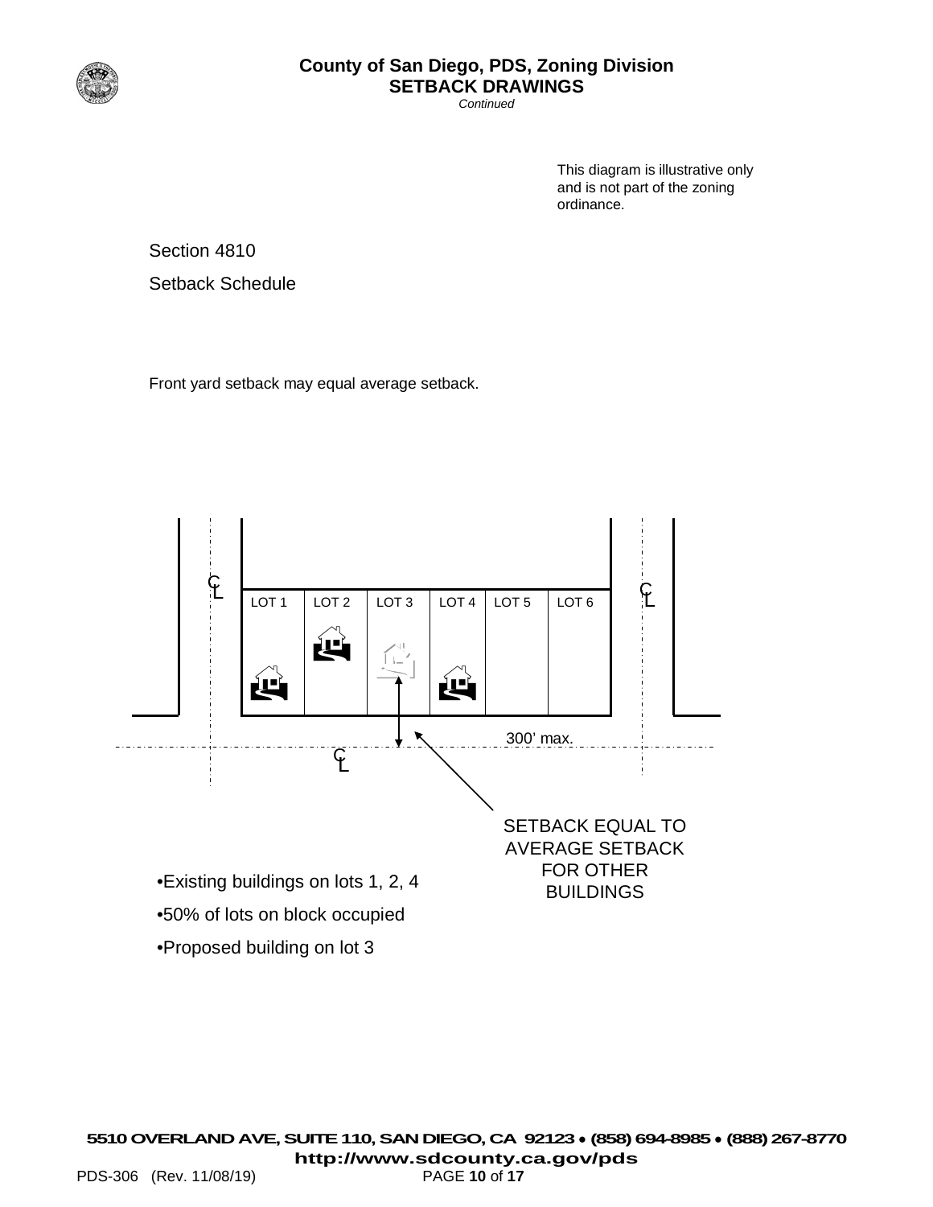**County of San Diego, PDS, Zoning Division**
**SETBACK DRAWINGS**
*Continued*

This diagram is illustrative only and is not part of the zoning ordinance.

Section 4810

Setback Schedule

Front yard setback may equal average setback.

LOT 1 LOT 2 LOT 3 LOT 4 LOT 5 LOT 6

300' max.

SETBACK EQUAL TO AVERAGE SETBACK FOR OTHER BUILDINGS

- Existing buildings on lots 1, 2, 4
- 50% of lots on block occupied
- Proposed building on lot 3

**5510 OVERLAND AVE, SUITE 110, SAN DIEGO, CA 92123 • (858) 694-8985 • (888) 267-8770**
**http://www.sdcounty.ca.gov/pds**

PDS-306 (Rev. 11/08/19)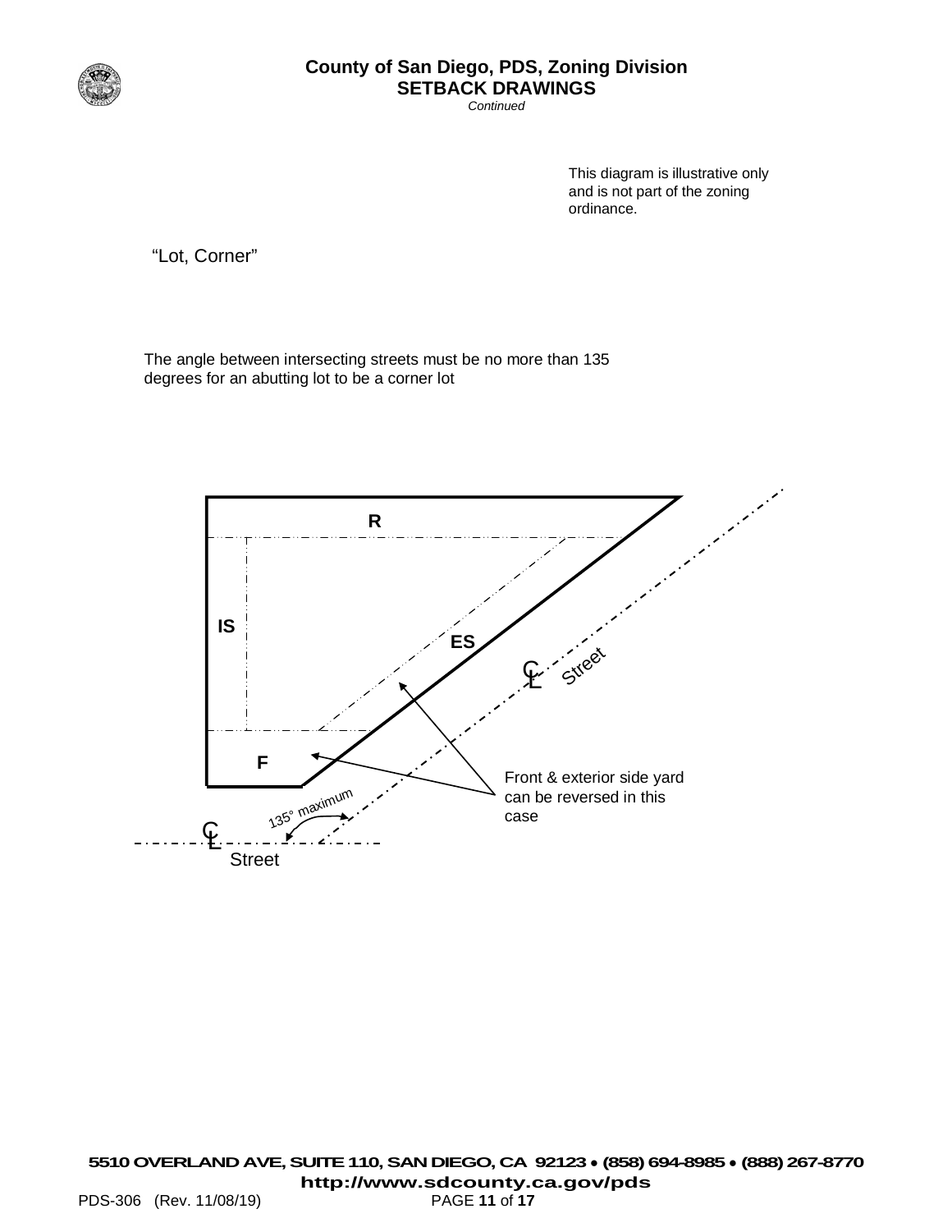# County of San Diego, PDS, Zoning Division

## SETBACK DRAWINGS

*Continued*

This diagram is illustrative only and is not part of the zoning ordinance.

“Lot, Corner”

The angle between intersecting streets must be no more than 135 degrees for an abutting lot to be a corner lot

R

IS

ES

F

Street

Street

135° maximum

Front & exterior side yard can be reversed in this case

**5510 OVERLAND AVE, SUITE 110, SAN DIEGO, CA 92123 • (858) 694-8985 • (888) 267-8770**

**http://www.sdcounty.ca.gov/pds**

PDS-306 (Rev. 11/08/19)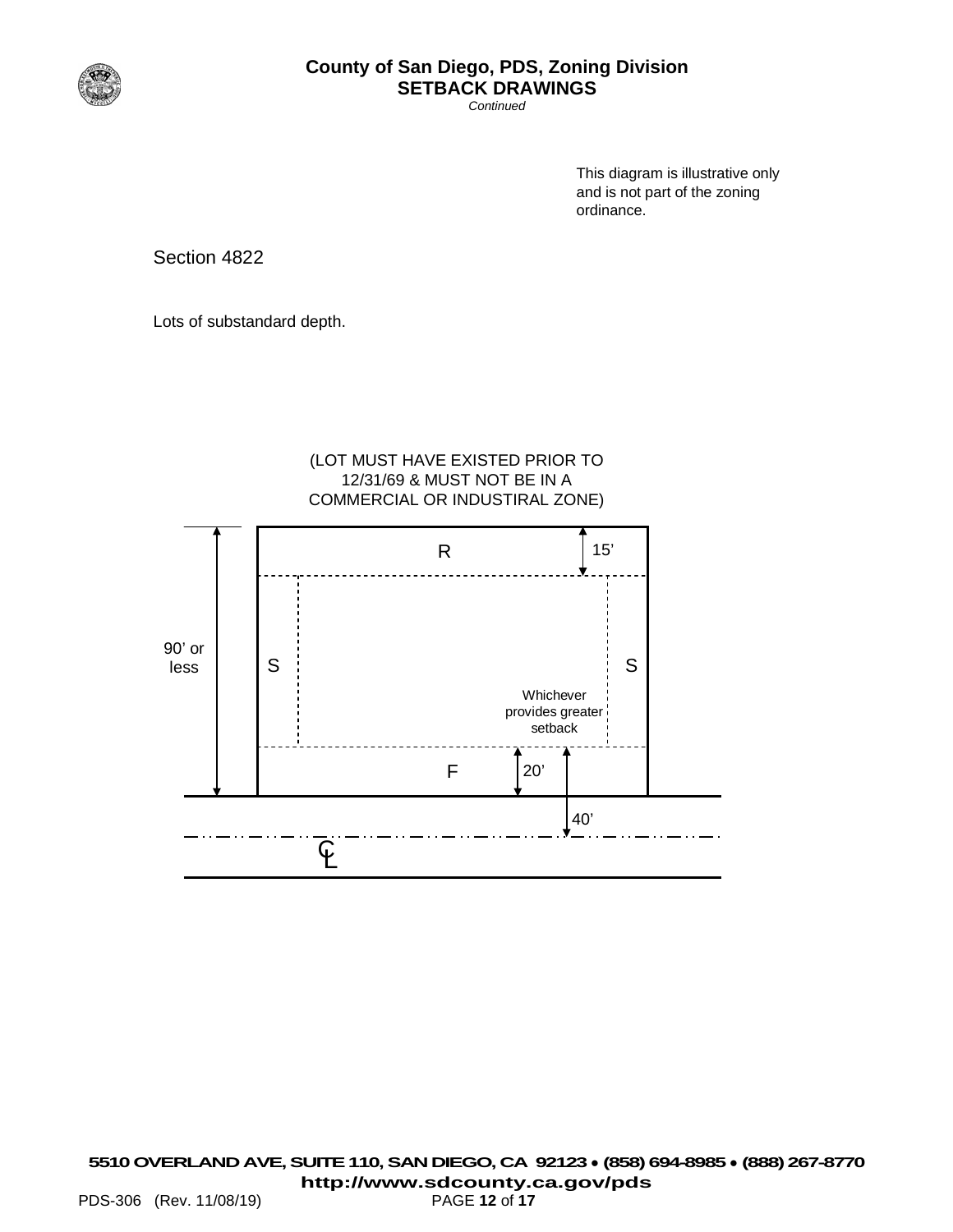# County of San Diego, PDS, Zoning Division
## SETBACK DRAWINGS
*Continued*

This diagram is illustrative only and is not part of the zoning ordinance.

Section 4822

Lots of substandard depth.

(LOT MUST HAVE EXISTED PRIOR TO 12/31/69 & MUST NOT BE IN A COMMERCIAL OR INDUSTIRAL ZONE)

R

15'

90' or less

S

S

Whichever provides greater setback

F

20'

40'

CL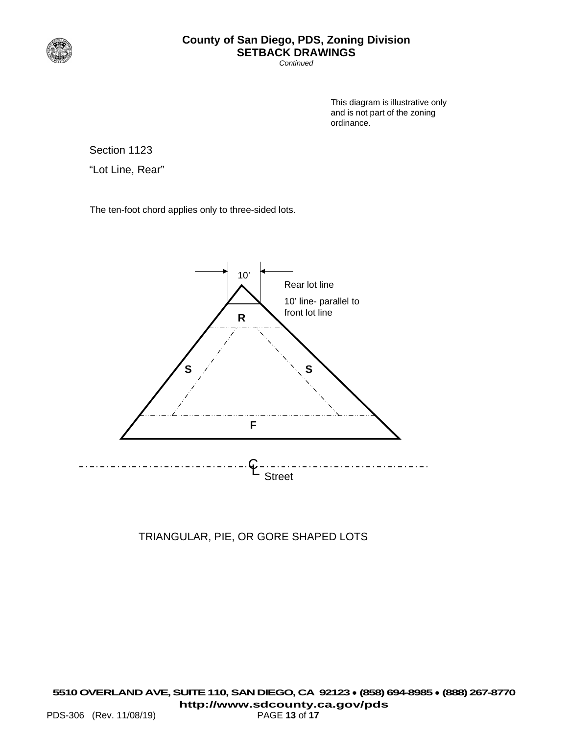This diagram is illustrative only and is not part of the zoning ordinance.

Section 1123

"Lot Line, Rear"

The ten-foot chord applies only to three-sided lots.

10'

Rear lot line

10' line- parallel to front lot line

R

S

S

F

CL Street

TRIANGULAR, PIE, OR GORE SHAPED LOTS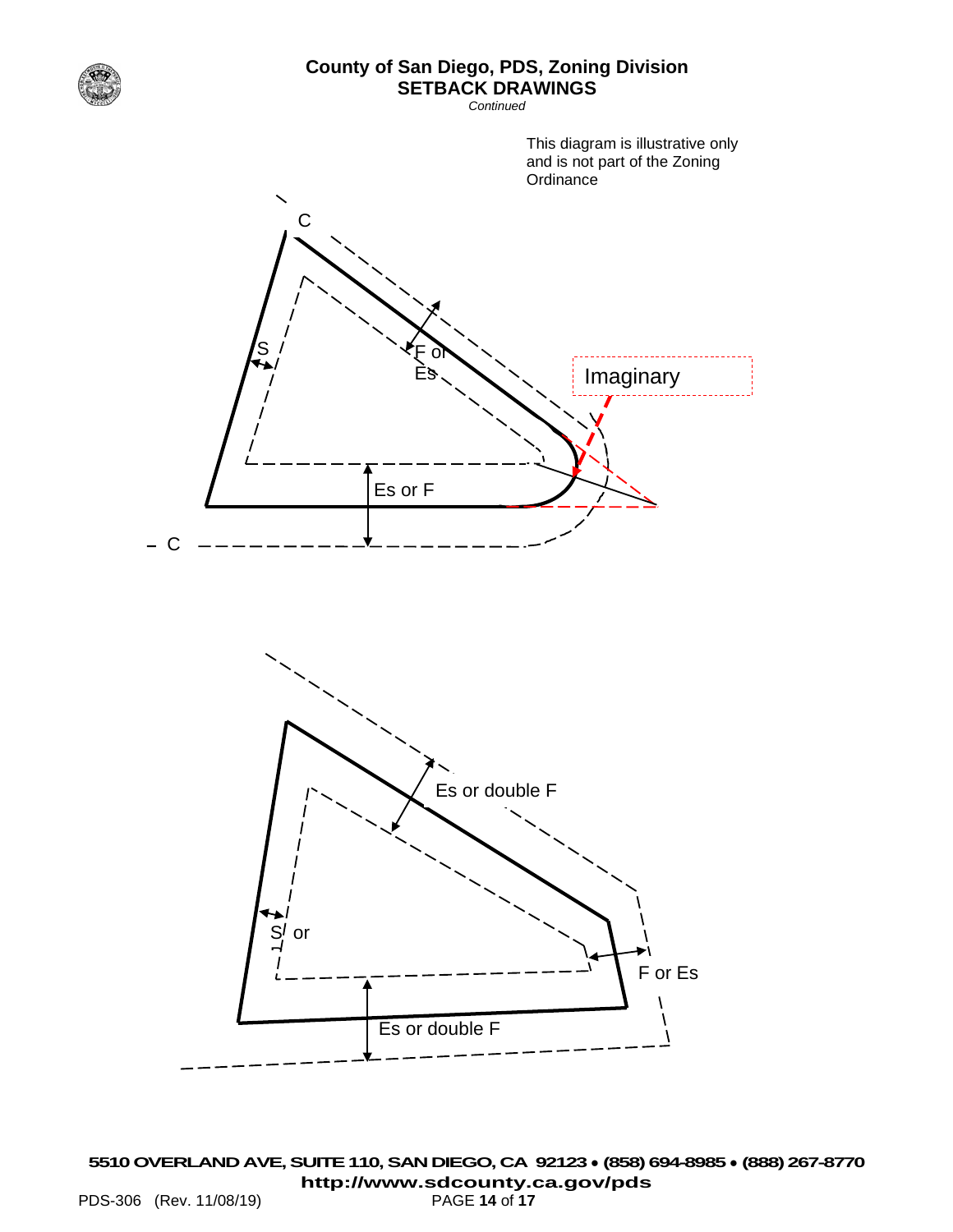# County of San Diego, PDS, Zoning Division

## SETBACK DRAWINGS

*Continued*

This diagram is illustrative only and is not part of the Zoning Ordinance

C

S

F or Es

Imaginary

Es or F

C

Es or double F

S or

F or Es

Es or double F

**5510 OVERLAND AVE, SUITE 110, SAN DIEGO, CA 92123 • (858) 694-8985 • (888) 267-8770**

**http://www.sdcounty.ca.gov/pds**

PDS-306 (Rev. 11/08/19)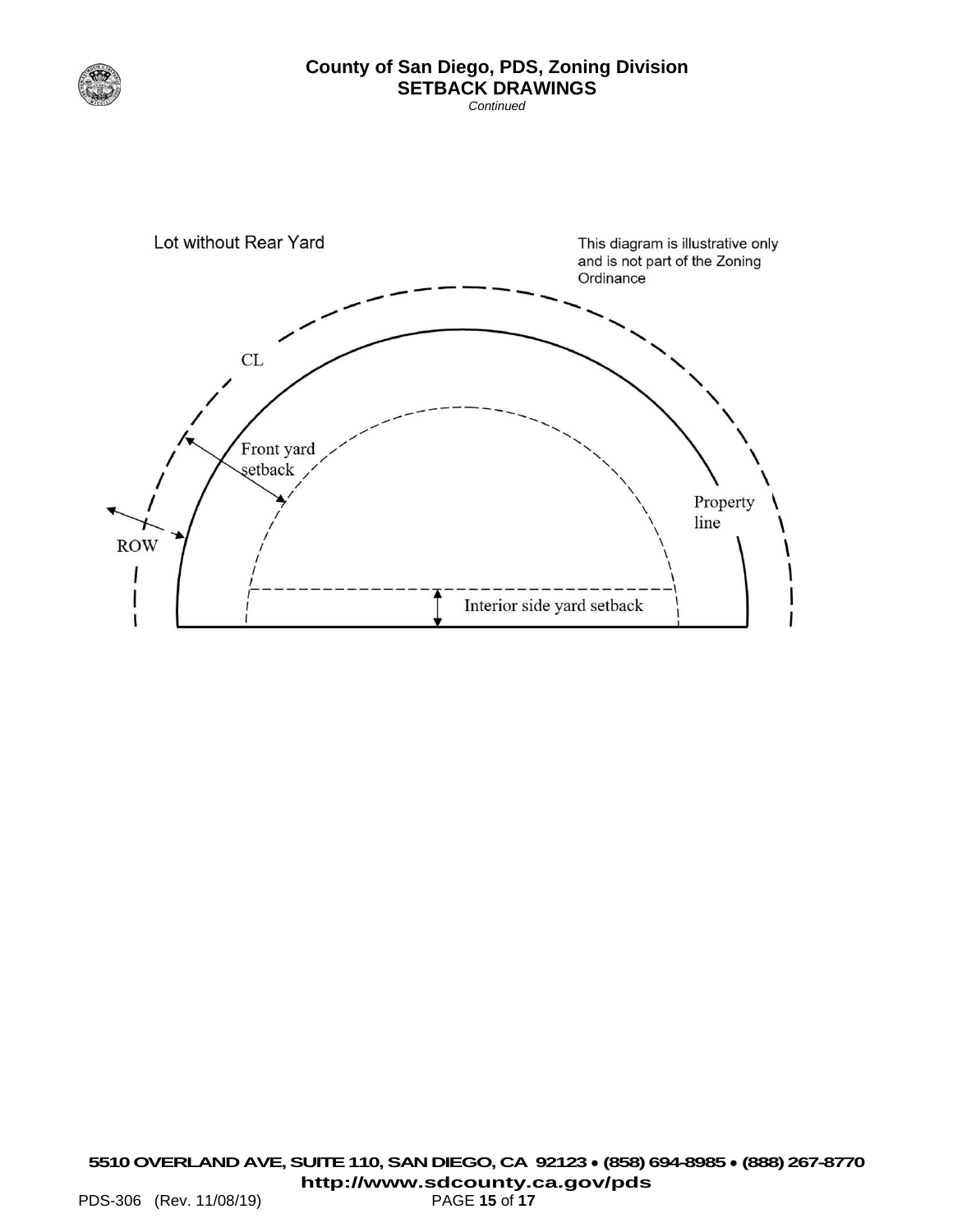# County of San Diego, PDS, Zoning Division
## SETBACK DRAWINGS
*Continued*

Lot without Rear Yard

This diagram is illustrative only and is not part of the Zoning Ordinance

CL

Front yard setback

Property line

ROW

Interior side yard setback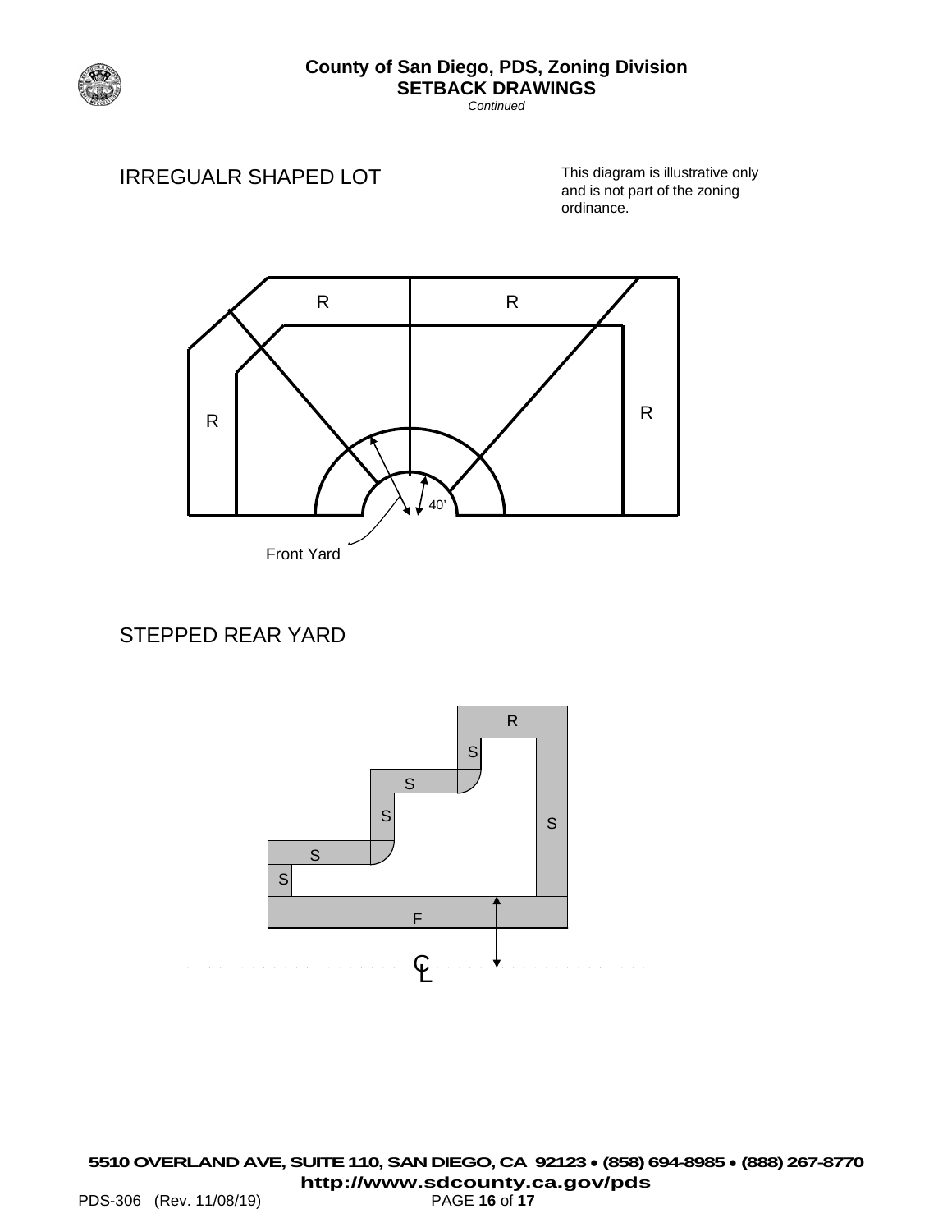## IRREGUALR SHAPED LOT

This diagram is illustrative only and is not part of the zoning ordinance.

R R R R

40'

Front Yard

## STEPPED REAR YARD

R S S S S S S F

C
L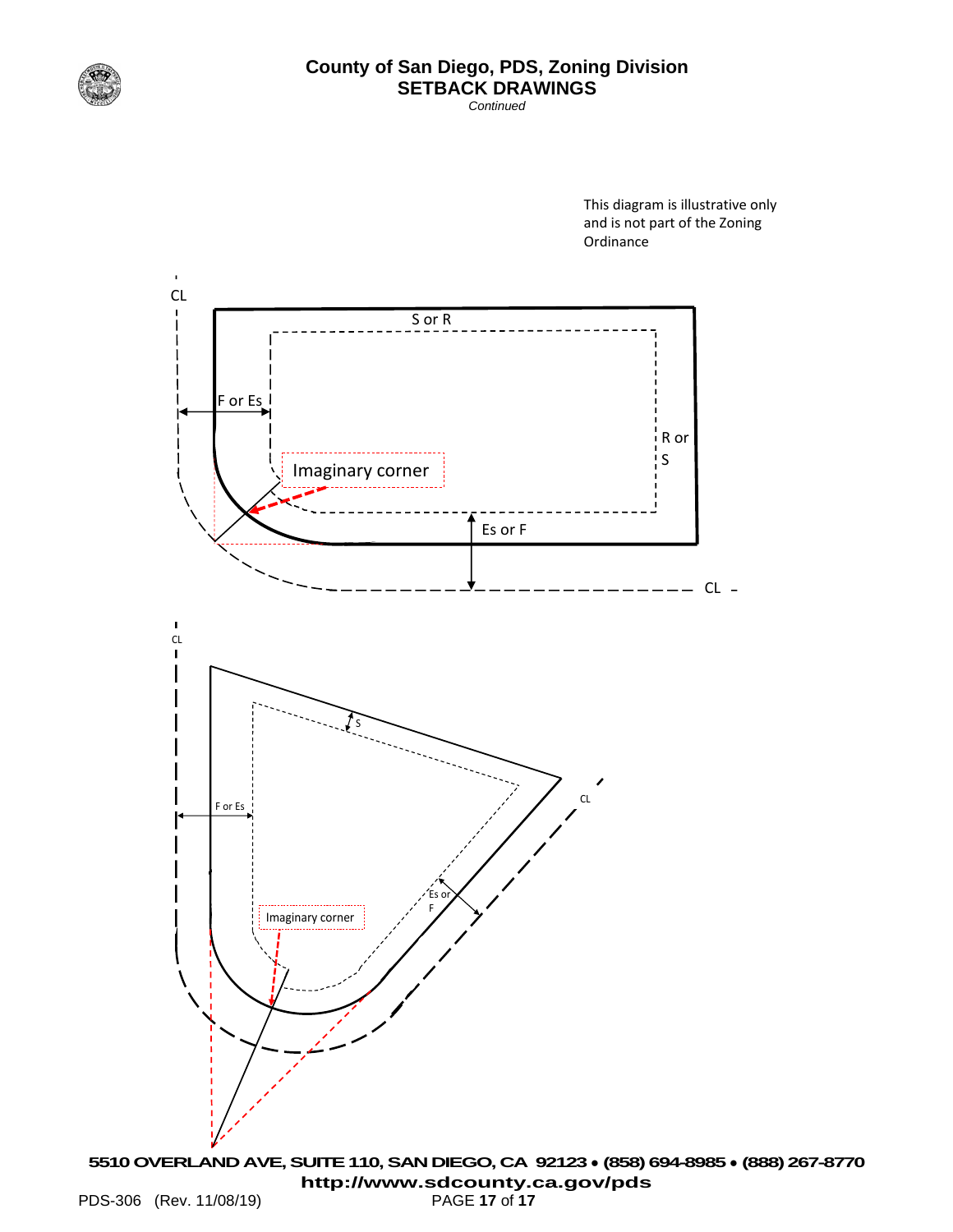# County of San Diego, PDS, Zoning Division
## SETBACK DRAWINGS

*Continued*

This diagram is illustrative only and is not part of the Zoning Ordinance

CL

S or R

F or Es

R or S

Imaginary corner

Es or F

CL

CL

S

F or Es

CL

Es or F

Imaginary corner

**5510 OVERLAND AVE, SUITE 110, SAN DIEGO, CA 92123 • (858) 694-8985 • (888) 267-8770**

**http://www.sdcounty.ca.gov/pds**

PDS-306 (Rev. 11/08/19)